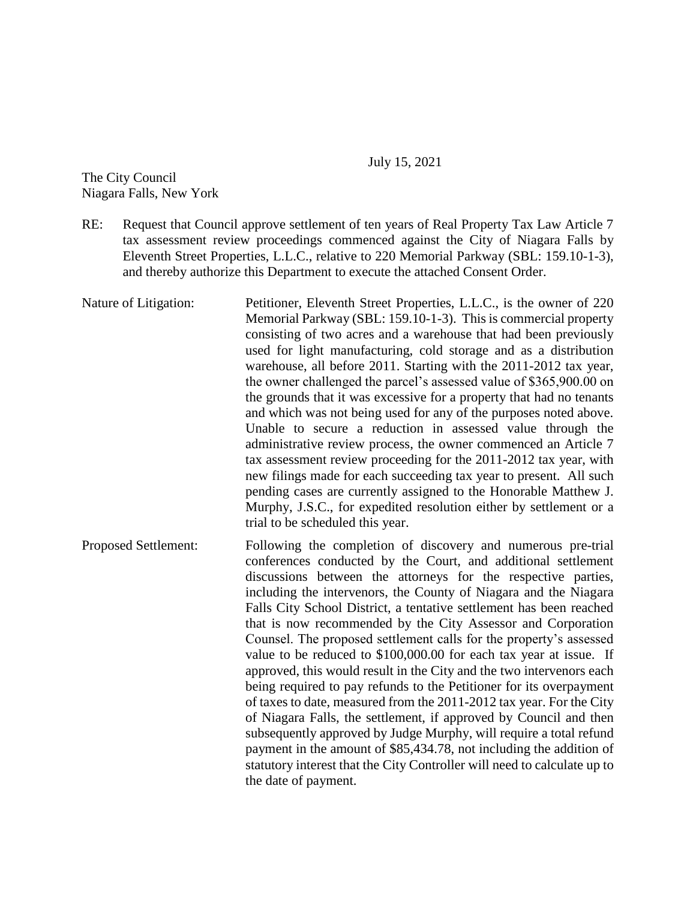July 15, 2021

The City Council
Niagara Falls, New York

RE: Request that Council approve settlement of ten years of Real Property Tax Law Article 7 tax assessment review proceedings commenced against the City of Niagara Falls by Eleventh Street Properties, L.L.C., relative to 220 Memorial Parkway (SBL: 159.10-1-3), and thereby authorize this Department to execute the attached Consent Order.

Nature of Litigation: Petitioner, Eleventh Street Properties, L.L.C., is the owner of 220 Memorial Parkway (SBL: 159.10-1-3). This is commercial property consisting of two acres and a warehouse that had been previously used for light manufacturing, cold storage and as a distribution warehouse, all before 2011. Starting with the 2011-2012 tax year, the owner challenged the parcel's assessed value of $365,900.00 on the grounds that it was excessive for a property that had no tenants and which was not being used for any of the purposes noted above. Unable to secure a reduction in assessed value through the administrative review process, the owner commenced an Article 7 tax assessment review proceeding for the 2011-2012 tax year, with new filings made for each succeeding tax year to present. All such pending cases are currently assigned to the Honorable Matthew J. Murphy, J.S.C., for expedited resolution either by settlement or a trial to be scheduled this year.

Proposed Settlement: Following the completion of discovery and numerous pre-trial conferences conducted by the Court, and additional settlement discussions between the attorneys for the respective parties, including the intervenors, the County of Niagara and the Niagara Falls City School District, a tentative settlement has been reached that is now recommended by the City Assessor and Corporation Counsel. The proposed settlement calls for the property's assessed value to be reduced to $100,000.00 for each tax year at issue. If approved, this would result in the City and the two intervenors each being required to pay refunds to the Petitioner for its overpayment of taxes to date, measured from the 2011-2012 tax year. For the City of Niagara Falls, the settlement, if approved by Council and then subsequently approved by Judge Murphy, will require a total refund payment in the amount of $85,434.78, not including the addition of statutory interest that the City Controller will need to calculate up to the date of payment.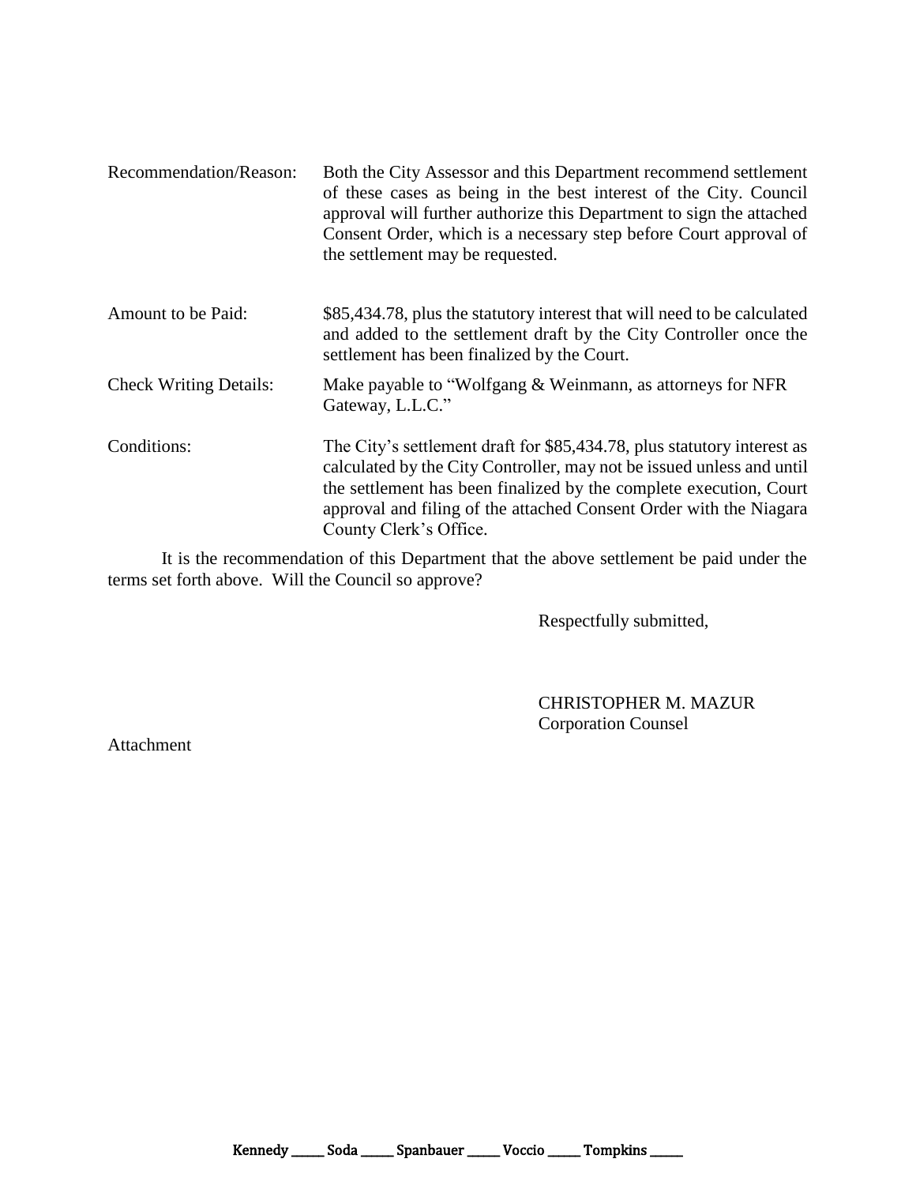Recommendation/Reason: Both the City Assessor and this Department recommend settlement of these cases as being in the best interest of the City. Council approval will further authorize this Department to sign the attached Consent Order, which is a necessary step before Court approval of the settlement may be requested.

Amount to be Paid: $85,434.78, plus the statutory interest that will need to be calculated and added to the settlement draft by the City Controller once the settlement has been finalized by the Court.

Check Writing Details: Make payable to "Wolfgang & Weinmann, as attorneys for NFR Gateway, L.L.C."

Conditions: The City's settlement draft for $85,434.78, plus statutory interest as calculated by the City Controller, may not be issued unless and until the settlement has been finalized by the complete execution, Court approval and filing of the attached Consent Order with the Niagara County Clerk's Office.

It is the recommendation of this Department that the above settlement be paid under the terms set forth above. Will the Council so approve?

Respectfully submitted,

CHRISTOPHER M. MAZUR
Corporation Counsel

Attachment

Kennedy _____ Soda _____ Spanbauer _____ Voccio _____ Tompkins _____